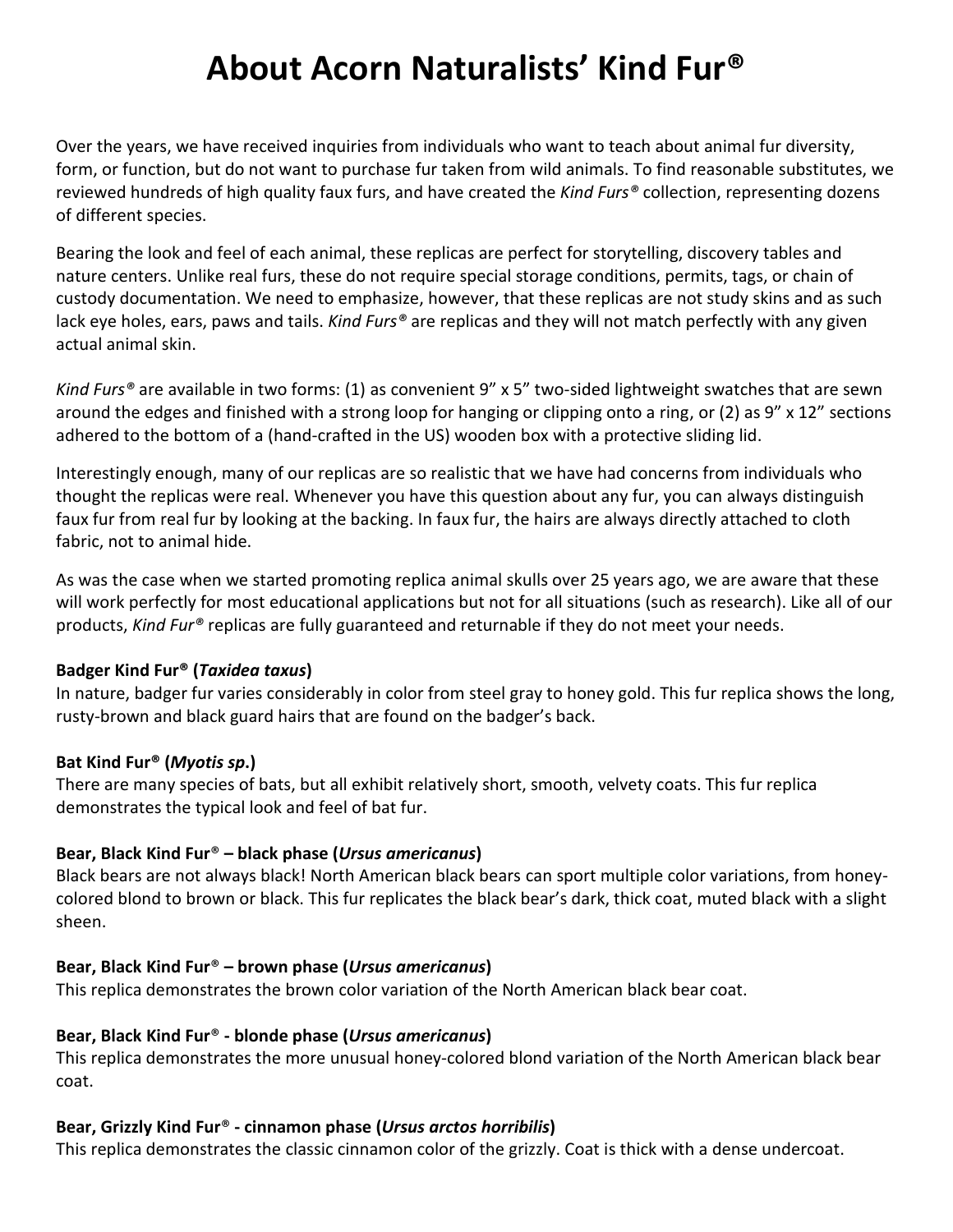# About Acorn Naturalists' Kind Fur®

Over the years, we have received inquiries from individuals who want to teach about animal fur diversity, form, or function, but do not want to purchase fur taken from wild animals. To find reasonable substitutes, we reviewed hundreds of high quality faux furs, and have created the *Kind Furs®* collection, representing dozens of different species.

Bearing the look and feel of each animal, these replicas are perfect for storytelling, discovery tables and nature centers. Unlike real furs, these do not require special storage conditions, permits, tags, or chain of custody documentation. We need to emphasize, however, that these replicas are not study skins and as such lack eye holes, ears, paws and tails. *Kind Furs®* are replicas and they will not match perfectly with any given actual animal skin.

*Kind Furs®* are available in two forms: (1) as convenient 9" x 5" two-sided lightweight swatches that are sewn around the edges and finished with a strong loop for hanging or clipping onto a ring, or (2) as 9" x 12" sections adhered to the bottom of a (hand-crafted in the US) wooden box with a protective sliding lid.

Interestingly enough, many of our replicas are so realistic that we have had concerns from individuals who thought the replicas were real. Whenever you have this question about any fur, you can always distinguish faux fur from real fur by looking at the backing. In faux fur, the hairs are always directly attached to cloth fabric, not to animal hide.

As was the case when we started promoting replica animal skulls over 25 years ago, we are aware that these will work perfectly for most educational applications but not for all situations (such as research). Like all of our products, *Kind Fur®* replicas are fully guaranteed and returnable if they do not meet your needs.

**Badger Kind Fur® (*Taxidea taxus*)**
In nature, badger fur varies considerably in color from steel gray to honey gold. This fur replica shows the long, rusty-brown and black guard hairs that are found on the badger's back.

**Bat Kind Fur® (*Myotis sp*.)**
There are many species of bats, but all exhibit relatively short, smooth, velvety coats. This fur replica demonstrates the typical look and feel of bat fur.

**Bear, Black Kind Fur® – black phase (*Ursus americanus*)**
Black bears are not always black! North American black bears can sport multiple color variations, from honey-colored blond to brown or black. This fur replicates the black bear's dark, thick coat, muted black with a slight sheen.

**Bear, Black Kind Fur® – brown phase (*Ursus americanus*)**
This replica demonstrates the brown color variation of the North American black bear coat.

**Bear, Black Kind Fur® - blonde phase (*Ursus americanus*)**
This replica demonstrates the more unusual honey-colored blond variation of the North American black bear coat.

**Bear, Grizzly Kind Fur® - cinnamon phase (*Ursus arctos horribilis*)**
This replica demonstrates the classic cinnamon color of the grizzly. Coat is thick with a dense undercoat.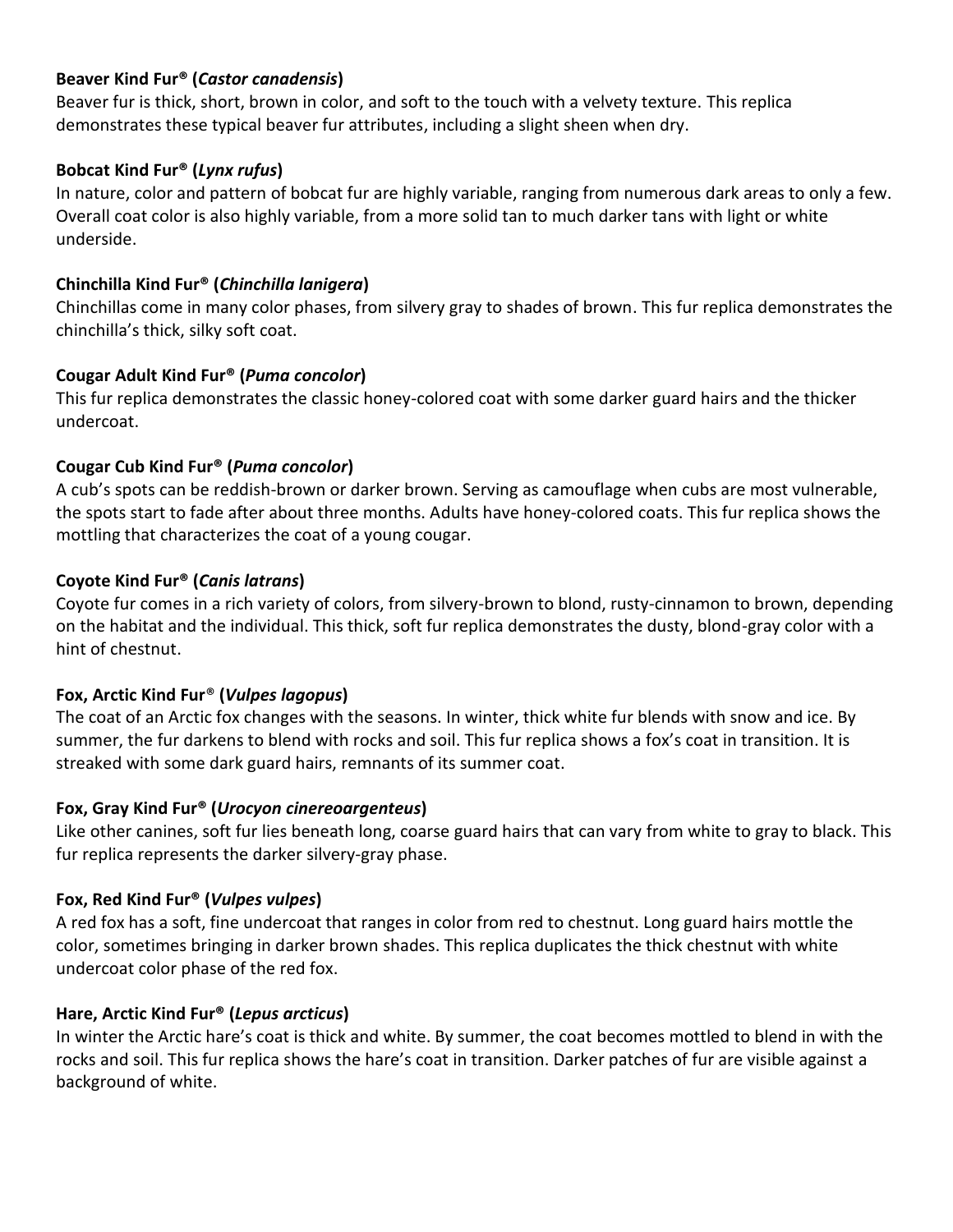**Beaver Kind Fur® (*Castor canadensis*)**
Beaver fur is thick, short, brown in color, and soft to the touch with a velvety texture. This replica demonstrates these typical beaver fur attributes, including a slight sheen when dry.

**Bobcat Kind Fur® (*Lynx rufus*)**
In nature, color and pattern of bobcat fur are highly variable, ranging from numerous dark areas to only a few. Overall coat color is also highly variable, from a more solid tan to much darker tans with light or white underside.

**Chinchilla Kind Fur® (*Chinchilla lanigera*)**
Chinchillas come in many color phases, from silvery gray to shades of brown. This fur replica demonstrates the chinchilla's thick, silky soft coat.

**Cougar Adult Kind Fur® (*Puma concolor*)**
This fur replica demonstrates the classic honey-colored coat with some darker guard hairs and the thicker undercoat.

**Cougar Cub Kind Fur® (*Puma concolor*)**
A cub's spots can be reddish-brown or darker brown. Serving as camouflage when cubs are most vulnerable, the spots start to fade after about three months. Adults have honey-colored coats. This fur replica shows the mottling that characterizes the coat of a young cougar.

**Coyote Kind Fur® (*Canis latrans*)**
Coyote fur comes in a rich variety of colors, from silvery-brown to blond, rusty-cinnamon to brown, depending on the habitat and the individual. This thick, soft fur replica demonstrates the dusty, blond-gray color with a hint of chestnut.

**Fox, Arctic Kind Fur® (*Vulpes lagopus*)**
The coat of an Arctic fox changes with the seasons. In winter, thick white fur blends with snow and ice. By summer, the fur darkens to blend with rocks and soil. This fur replica shows a fox's coat in transition. It is streaked with some dark guard hairs, remnants of its summer coat.

**Fox, Gray Kind Fur® (*Urocyon cinereoargenteus*)**
Like other canines, soft fur lies beneath long, coarse guard hairs that can vary from white to gray to black. This fur replica represents the darker silvery-gray phase.

**Fox, Red Kind Fur® (*Vulpes vulpes*)**
A red fox has a soft, fine undercoat that ranges in color from red to chestnut. Long guard hairs mottle the color, sometimes bringing in darker brown shades. This replica duplicates the thick chestnut with white undercoat color phase of the red fox.

**Hare, Arctic Kind Fur® (*Lepus arcticus*)**
In winter the Arctic hare's coat is thick and white. By summer, the coat becomes mottled to blend in with the rocks and soil. This fur replica shows the hare's coat in transition. Darker patches of fur are visible against a background of white.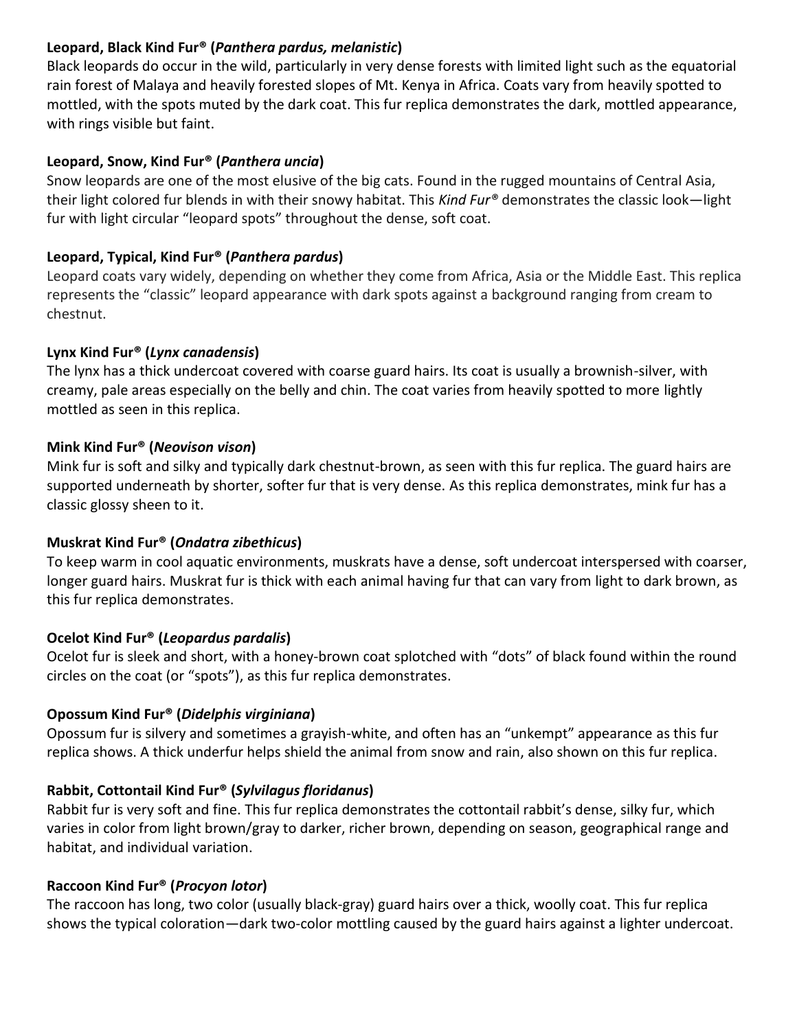**Leopard, Black Kind Fur® (*Panthera pardus, melanistic*)**

Black leopards do occur in the wild, particularly in very dense forests with limited light such as the equatorial rain forest of Malaya and heavily forested slopes of Mt. Kenya in Africa. Coats vary from heavily spotted to mottled, with the spots muted by the dark coat. This fur replica demonstrates the dark, mottled appearance, with rings visible but faint.

**Leopard, Snow, Kind Fur® (*Panthera uncia*)**

Snow leopards are one of the most elusive of the big cats. Found in the rugged mountains of Central Asia, their light colored fur blends in with their snowy habitat. This *Kind Fur®* demonstrates the classic look—light fur with light circular "leopard spots" throughout the dense, soft coat.

**Leopard, Typical, Kind Fur® (*Panthera pardus*)**

Leopard coats vary widely, depending on whether they come from Africa, Asia or the Middle East. This replica represents the "classic" leopard appearance with dark spots against a background ranging from cream to chestnut.

**Lynx Kind Fur® (*Lynx canadensis*)**

The lynx has a thick undercoat covered with coarse guard hairs. Its coat is usually a brownish-silver, with creamy, pale areas especially on the belly and chin. The coat varies from heavily spotted to more lightly mottled as seen in this replica.

**Mink Kind Fur® (*Neovison vison*)**

Mink fur is soft and silky and typically dark chestnut-brown, as seen with this fur replica. The guard hairs are supported underneath by shorter, softer fur that is very dense. As this replica demonstrates, mink fur has a classic glossy sheen to it.

**Muskrat Kind Fur® (*Ondatra zibethicus*)**

To keep warm in cool aquatic environments, muskrats have a dense, soft undercoat interspersed with coarser, longer guard hairs. Muskrat fur is thick with each animal having fur that can vary from light to dark brown, as this fur replica demonstrates.

**Ocelot Kind Fur® (*Leopardus pardalis*)**

Ocelot fur is sleek and short, with a honey-brown coat splotched with "dots" of black found within the round circles on the coat (or "spots"), as this fur replica demonstrates.

**Opossum Kind Fur® (*Didelphis virginiana*)**

Opossum fur is silvery and sometimes a grayish-white, and often has an "unkempt" appearance as this fur replica shows. A thick underfur helps shield the animal from snow and rain, also shown on this fur replica.

**Rabbit, Cottontail Kind Fur® (*Sylvilagus floridanus*)**

Rabbit fur is very soft and fine. This fur replica demonstrates the cottontail rabbit's dense, silky fur, which varies in color from light brown/gray to darker, richer brown, depending on season, geographical range and habitat, and individual variation.

**Raccoon Kind Fur® (*Procyon lotor*)**

The raccoon has long, two color (usually black-gray) guard hairs over a thick, woolly coat. This fur replica shows the typical coloration—dark two-color mottling caused by the guard hairs against a lighter undercoat.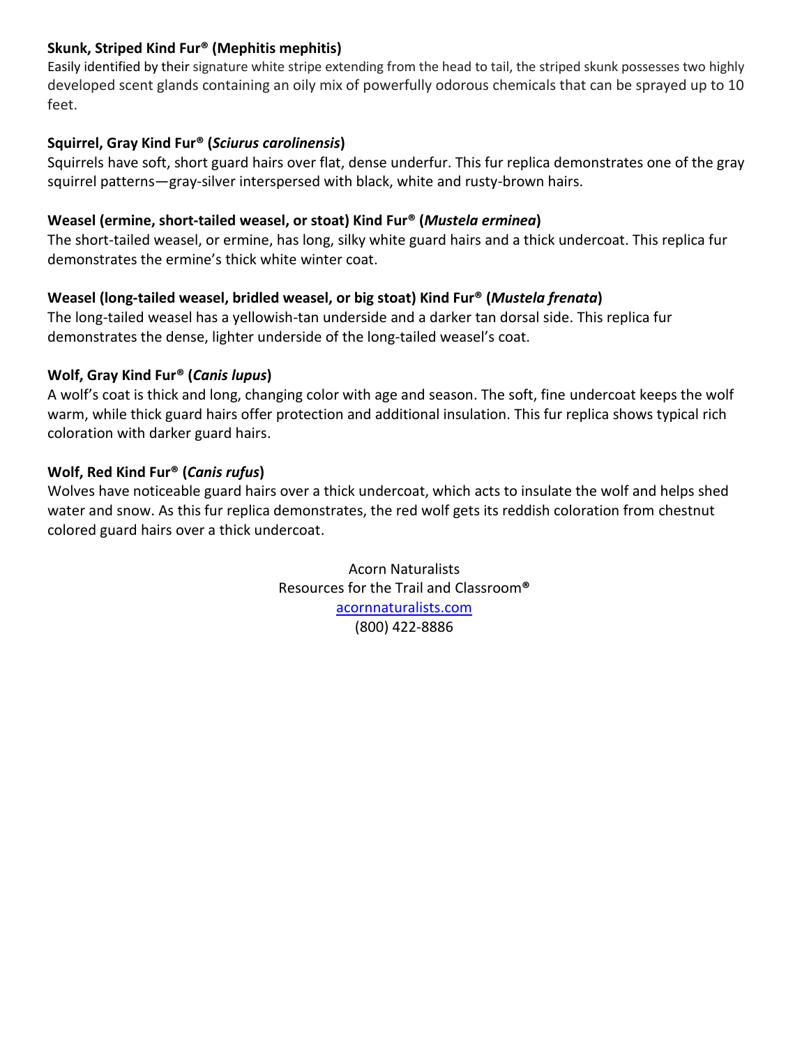**Skunk, Striped Kind Fur® (Mephitis mephitis)**
Easily identified by their signature white stripe extending from the head to tail, the striped skunk possesses two highly developed scent glands containing an oily mix of powerfully odorous chemicals that can be sprayed up to 10 feet.

**Squirrel, Gray Kind Fur® (*Sciurus carolinensis*)**
Squirrels have soft, short guard hairs over flat, dense underfur. This fur replica demonstrates one of the gray squirrel patterns—gray-silver interspersed with black, white and rusty-brown hairs.

**Weasel (ermine, short-tailed weasel, or stoat) Kind Fur® (*Mustela erminea*)**
The short-tailed weasel, or ermine, has long, silky white guard hairs and a thick undercoat. This replica fur demonstrates the ermine's thick white winter coat.

**Weasel (long-tailed weasel, bridled weasel, or big stoat) Kind Fur® (*Mustela frenata*)**
The long-tailed weasel has a yellowish-tan underside and a darker tan dorsal side. This replica fur demonstrates the dense, lighter underside of the long-tailed weasel's coat.

**Wolf, Gray Kind Fur® (*Canis lupus*)**
A wolf's coat is thick and long, changing color with age and season. The soft, fine undercoat keeps the wolf warm, while thick guard hairs offer protection and additional insulation. This fur replica shows typical rich coloration with darker guard hairs.

**Wolf, Red Kind Fur® (*Canis rufus*)**
Wolves have noticeable guard hairs over a thick undercoat, which acts to insulate the wolf and helps shed water and snow. As this fur replica demonstrates, the red wolf gets its reddish coloration from chestnut colored guard hairs over a thick undercoat.

Acorn Naturalists
Resources for the Trail and Classroom®
acornnaturalists.com
(800) 422-8886